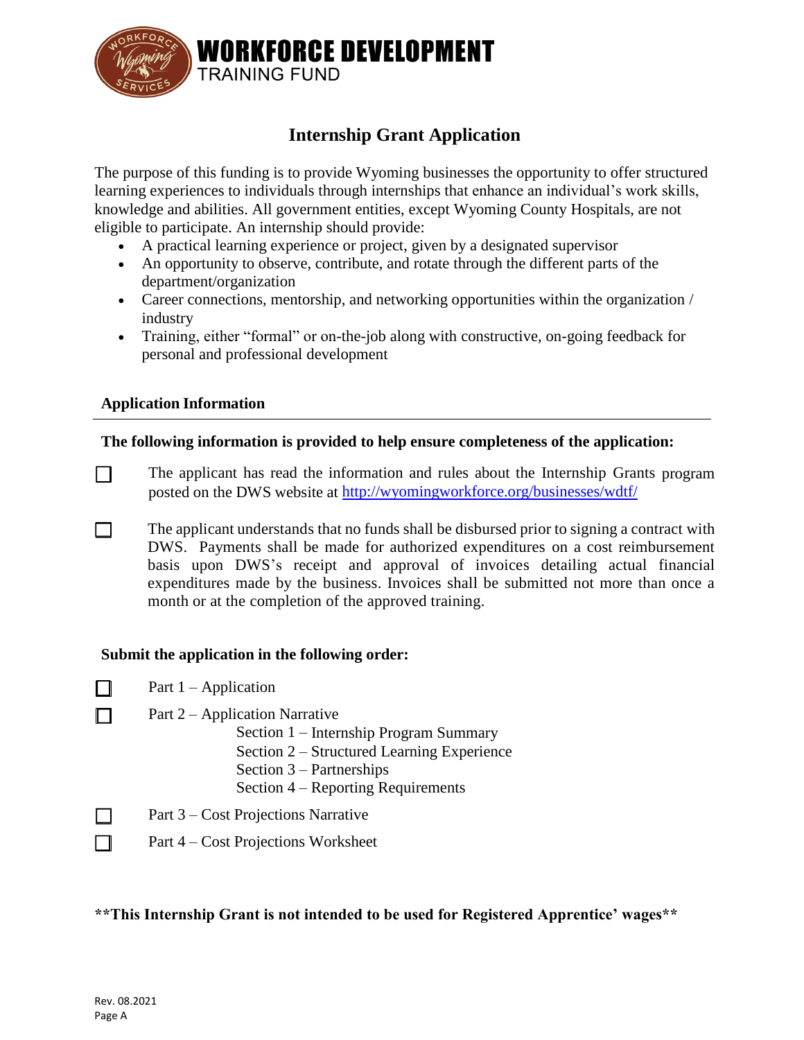# WORKFORCE DEVELOPMENT
TRAINING FUND

## Internship Grant Application

The purpose of this funding is to provide Wyoming businesses the opportunity to offer structured learning experiences to individuals through internships that enhance an individual's work skills, knowledge and abilities. All government entities, except Wyoming County Hospitals, are not eligible to participate. An internship should provide:

- A practical learning experience or project, given by a designated supervisor
- An opportunity to observe, contribute, and rotate through the different parts of the department/organization
- Career connections, mentorship, and networking opportunities within the organization / industry
- Training, either "formal" or on-the-job along with constructive, on-going feedback for personal and professional development

### Application Information

**The following information is provided to help ensure completeness of the application:**

☐ The applicant has read the information and rules about the Internship Grants program posted on the DWS website at http://wyomingworkforce.org/businesses/wdtf/

☐ The applicant understands that no funds shall be disbursed prior to signing a contract with DWS. Payments shall be made for authorized expenditures on a cost reimbursement basis upon DWS's receipt and approval of invoices detailing actual financial expenditures made by the business. Invoices shall be submitted not more than once a month or at the completion of the approved training.

**Submit the application in the following order:**

☐ Part 1 – Application

☐ Part 2 – Application Narrative
- Section 1 – Internship Program Summary
- Section 2 – Structured Learning Experience
- Section 3 – Partnerships
- Section 4 – Reporting Requirements

☐ Part 3 – Cost Projections Narrative

☐ Part 4 – Cost Projections Worksheet

**\*\*This Internship Grant is not intended to be used for Registered Apprentice' wages\*\***

Rev. 08.2021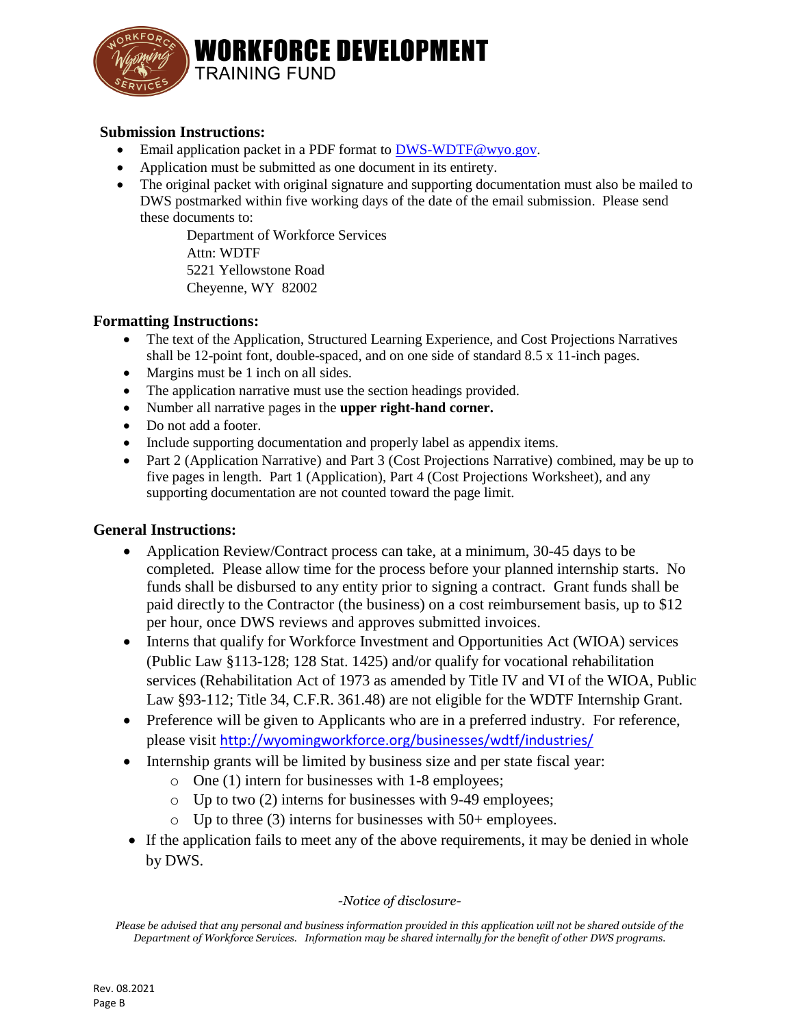# WORKFORCE DEVELOPMENT
TRAINING FUND

**Submission Instructions:**

- Email application packet in a PDF format to DWS-WDTF@wyo.gov.
- Application must be submitted as one document in its entirety.
- The original packet with original signature and supporting documentation must also be mailed to DWS postmarked within five working days of the date of the email submission. Please send these documents to:

  Department of Workforce Services
  Attn: WDTF
  5221 Yellowstone Road
  Cheyenne, WY 82002

**Formatting Instructions:**

- The text of the Application, Structured Learning Experience, and Cost Projections Narratives shall be 12-point font, double-spaced, and on one side of standard 8.5 x 11-inch pages.
- Margins must be 1 inch on all sides.
- The application narrative must use the section headings provided.
- Number all narrative pages in the **upper right-hand corner.**
- Do not add a footer.
- Include supporting documentation and properly label as appendix items.
- Part 2 (Application Narrative) and Part 3 (Cost Projections Narrative) combined, may be up to five pages in length. Part 1 (Application), Part 4 (Cost Projections Worksheet), and any supporting documentation are not counted toward the page limit.

**General Instructions:**

- Application Review/Contract process can take, at a minimum, 30-45 days to be completed. Please allow time for the process before your planned internship starts. No funds shall be disbursed to any entity prior to signing a contract. Grant funds shall be paid directly to the Contractor (the business) on a cost reimbursement basis, up to $12 per hour, once DWS reviews and approves submitted invoices.
- Interns that qualify for Workforce Investment and Opportunities Act (WIOA) services (Public Law §113-128; 128 Stat. 1425) and/or qualify for vocational rehabilitation services (Rehabilitation Act of 1973 as amended by Title IV and VI of the WIOA, Public Law §93-112; Title 34, C.F.R. 361.48) are not eligible for the WDTF Internship Grant.
- Preference will be given to Applicants who are in a preferred industry. For reference, please visit http://wyomingworkforce.org/businesses/wdtf/industries/
- Internship grants will be limited by business size and per state fiscal year:
  - One (1) intern for businesses with 1-8 employees;
  - Up to two (2) interns for businesses with 9-49 employees;
  - Up to three (3) interns for businesses with 50+ employees.
- If the application fails to meet any of the above requirements, it may be denied in whole by DWS.

*-Notice of disclosure-*

*Please be advised that any personal and business information provided in this application will not be shared outside of the Department of Workforce Services. Information may be shared internally for the benefit of other DWS programs.*

Rev. 08.2021
Page B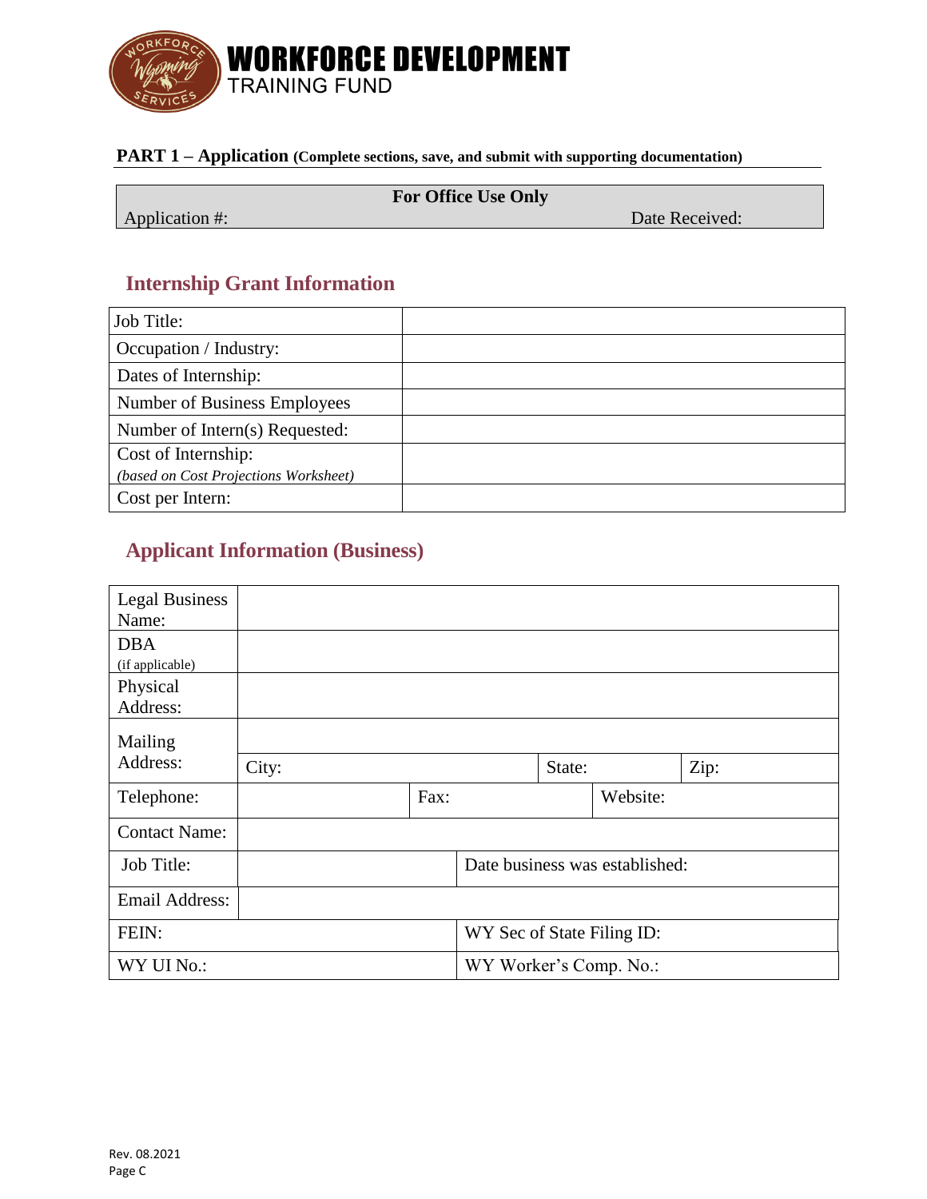WORKFORCE DEVELOPMENT
TRAINING FUND

**PART 1 – Application (Complete sections, save, and submit with supporting documentation)**

| For Office Use Only | |
|---|---|
| Application #: | Date Received: |

## Internship Grant Information

| | |
|---|---|
| Job Title: | |
| Occupation / Industry: | |
| Dates of Internship: | |
| Number of Business Employees | |
| Number of Intern(s) Requested: | |
| Cost of Internship: *(based on Cost Projections Worksheet)* | |
| Cost per Intern: | |

## Applicant Information (Business)

| | | | | | |
|---|---|---|---|---|---|
| Legal Business Name: | | | | | |
| DBA (if applicable) | | | | | |
| Physical Address: | | | | | |
| Mailing Address: | | | | | |
| | City: | | State: | | Zip: |
| Telephone: | | Fax: | | Website: | |
| Contact Name: | | | | | |
| Job Title: | | Date business was established: | | | |
| Email Address: | | | | | |
| FEIN: | | WY Sec of State Filing ID: | | | |
| WY UI No.: | | WY Worker's Comp. No.: | | | |

Rev. 08.2021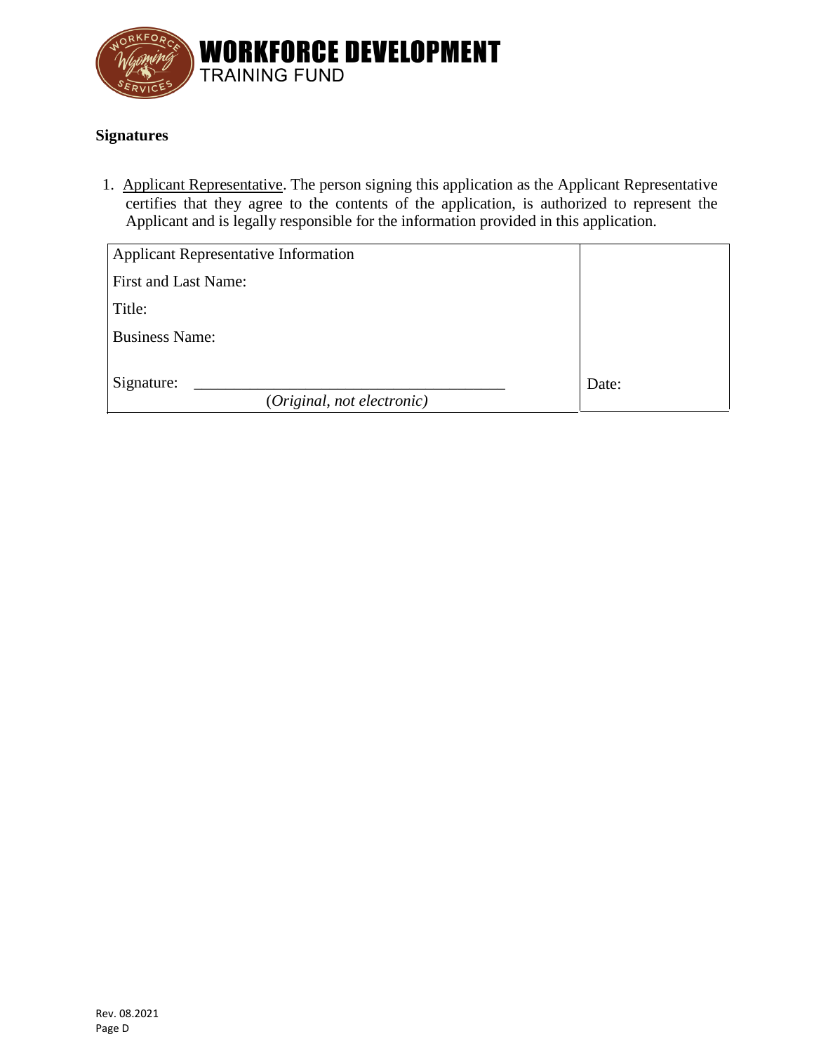**WORKFORCE DEVELOPMENT**
TRAINING FUND

**Signatures**

1. Applicant Representative. The person signing this application as the Applicant Representative certifies that they agree to the contents of the application, is authorized to represent the Applicant and is legally responsible for the information provided in this application.

| Applicant Representative Information | |
|---|---|
| First and Last Name: | |
| Title: | |
| Business Name: | |
| Signature: ______________________________________ (*Original, not electronic)* | Date: |

Rev. 08.2021
Page D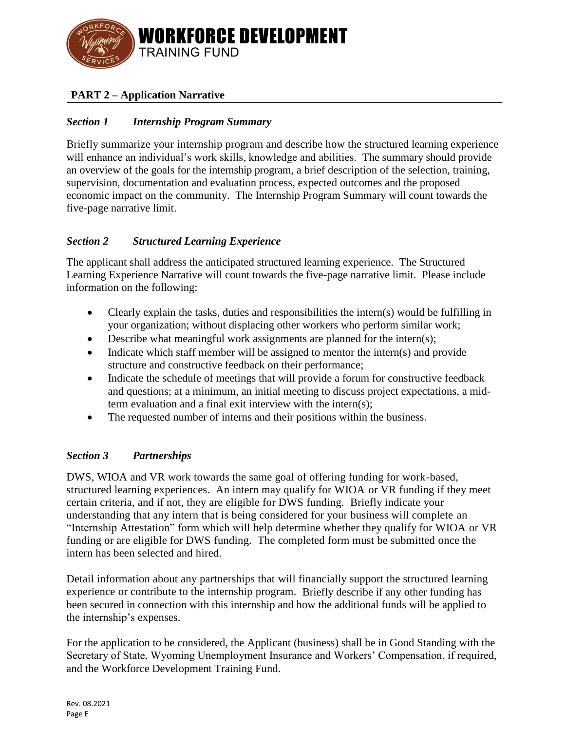## PART 2 – Application Narrative

### *Section 1 Internship Program Summary*

Briefly summarize your internship program and describe how the structured learning experience will enhance an individual's work skills, knowledge and abilities. The summary should provide an overview of the goals for the internship program, a brief description of the selection, training, supervision, documentation and evaluation process, expected outcomes and the proposed economic impact on the community. The Internship Program Summary will count towards the five-page narrative limit.

### *Section 2 Structured Learning Experience*

The applicant shall address the anticipated structured learning experience. The Structured Learning Experience Narrative will count towards the five-page narrative limit. Please include information on the following:

- Clearly explain the tasks, duties and responsibilities the intern(s) would be fulfilling in your organization; without displacing other workers who perform similar work;
- Describe what meaningful work assignments are planned for the intern(s);
- Indicate which staff member will be assigned to mentor the intern(s) and provide structure and constructive feedback on their performance;
- Indicate the schedule of meetings that will provide a forum for constructive feedback and questions; at a minimum, an initial meeting to discuss project expectations, a mid-term evaluation and a final exit interview with the intern(s);
- The requested number of interns and their positions within the business.

### *Section 3 Partnerships*

DWS, WIOA and VR work towards the same goal of offering funding for work-based, structured learning experiences. An intern may qualify for WIOA or VR funding if they meet certain criteria, and if not, they are eligible for DWS funding. Briefly indicate your understanding that any intern that is being considered for your business will complete an "Internship Attestation" form which will help determine whether they qualify for WIOA or VR funding or are eligible for DWS funding. The completed form must be submitted once the intern has been selected and hired.

Detail information about any partnerships that will financially support the structured learning experience or contribute to the internship program. Briefly describe if any other funding has been secured in connection with this internship and how the additional funds will be applied to the internship's expenses.

For the application to be considered, the Applicant (business) shall be in Good Standing with the Secretary of State, Wyoming Unemployment Insurance and Workers' Compensation, if required, and the Workforce Development Training Fund.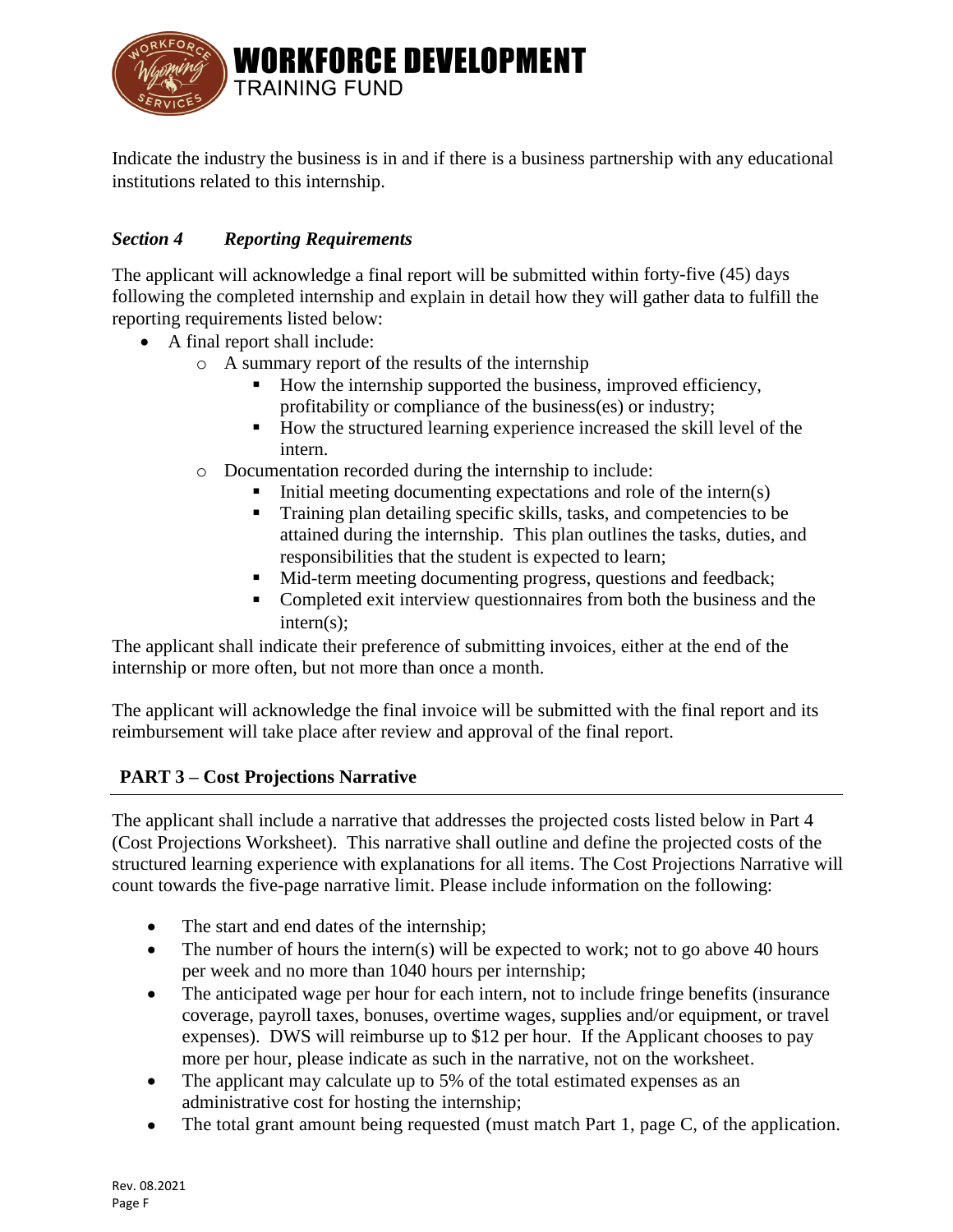Indicate the industry the business is in and if there is a business partnership with any educational institutions related to this internship.

***Section 4 Reporting Requirements***

The applicant will acknowledge a final report will be submitted within forty-five (45) days following the completed internship and explain in detail how they will gather data to fulfill the reporting requirements listed below:

- A final report shall include:
  - A summary report of the results of the internship
    - How the internship supported the business, improved efficiency, profitability or compliance of the business(es) or industry;
    - How the structured learning experience increased the skill level of the intern.
  - Documentation recorded during the internship to include:
    - Initial meeting documenting expectations and role of the intern(s)
    - Training plan detailing specific skills, tasks, and competencies to be attained during the internship. This plan outlines the tasks, duties, and responsibilities that the student is expected to learn;
    - Mid-term meeting documenting progress, questions and feedback;
    - Completed exit interview questionnaires from both the business and the intern(s);

The applicant shall indicate their preference of submitting invoices, either at the end of the internship or more often, but not more than once a month.

The applicant will acknowledge the final invoice will be submitted with the final report and its reimbursement will take place after review and approval of the final report.

## PART 3 – Cost Projections Narrative

The applicant shall include a narrative that addresses the projected costs listed below in Part 4 (Cost Projections Worksheet). This narrative shall outline and define the projected costs of the structured learning experience with explanations for all items. The Cost Projections Narrative will count towards the five-page narrative limit. Please include information on the following:

- The start and end dates of the internship;
- The number of hours the intern(s) will be expected to work; not to go above 40 hours per week and no more than 1040 hours per internship;
- The anticipated wage per hour for each intern, not to include fringe benefits (insurance coverage, payroll taxes, bonuses, overtime wages, supplies and/or equipment, or travel expenses). DWS will reimburse up to $12 per hour. If the Applicant chooses to pay more per hour, please indicate as such in the narrative, not on the worksheet.
- The applicant may calculate up to 5% of the total estimated expenses as an administrative cost for hosting the internship;
- The total grant amount being requested (must match Part 1, page C, of the application.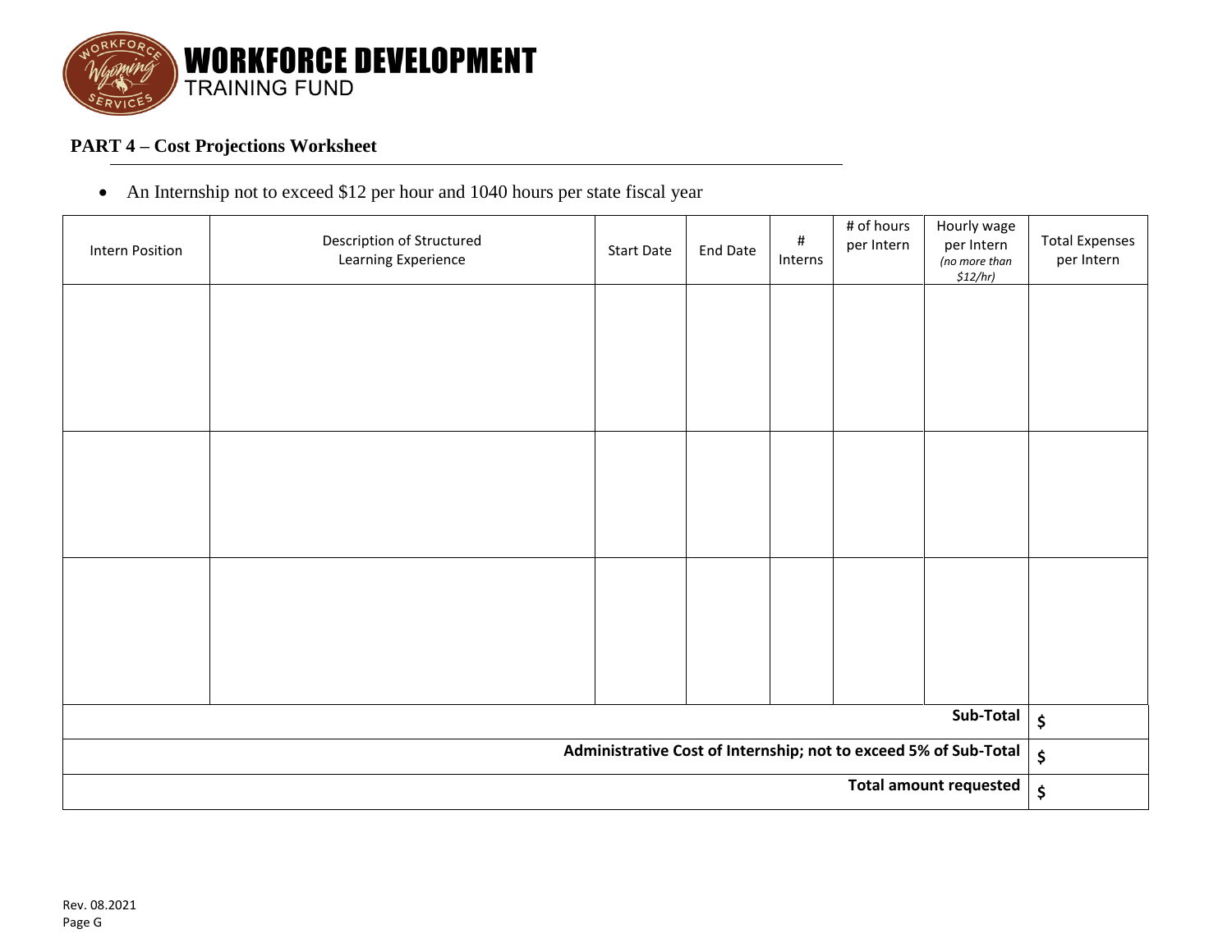**WORKFORCE DEVELOPMENT**
TRAINING FUND

## PART 4 – Cost Projections Worksheet

- An Internship not to exceed $12 per hour and 1040 hours per state fiscal year

| Intern Position | Description of Structured Learning Experience | Start Date | End Date | # Interns | # of hours per Intern | Hourly wage per Intern *(no more than $12/hr)* | Total Expenses per Intern |
|---|---|---|---|---|---|---|---|
| | | | | | | | |
| | | | | | | | |
| | | | | | | | |
| | | | | | | **Sub-Total** | **$** |
| | | | | | | **Administrative Cost of Internship; not to exceed 5% of Sub-Total** | **$** |
| | | | | | | **Total amount requested** | **$** |

Rev. 08.2021
Page G